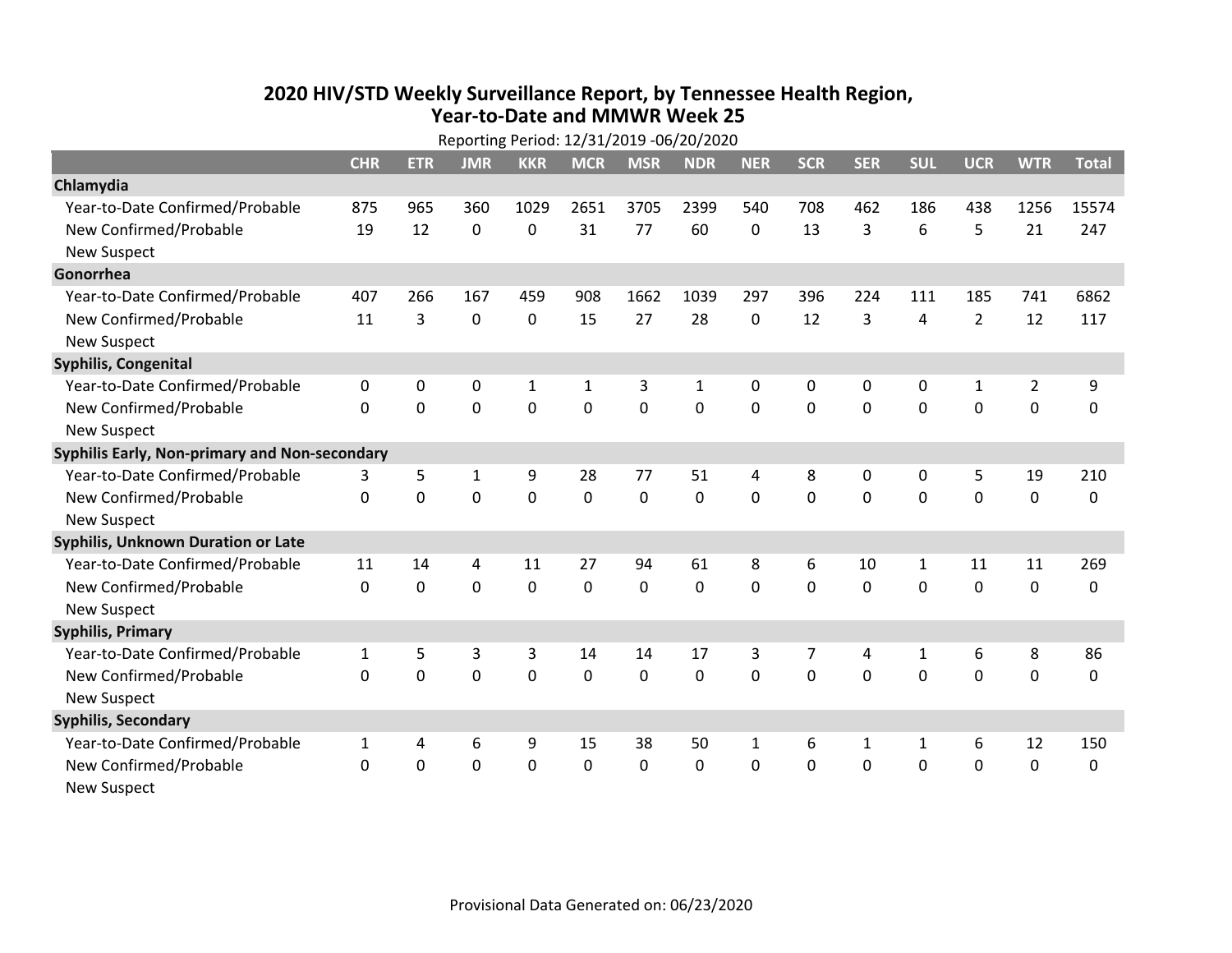# 2020 HIV/STD Weekly Surveillance Report, by Tennessee Health Region, Year-to-Date and MMWR Week 25

Reporting Period: 12/31/2019 -06/20/2020

| | CHR | ETR | JMR | KKR | MCR | MSR | NDR | NER | SCR | SER | SUL | UCR | WTR | Total |
|---|---|---|---|---|---|---|---|---|---|---|---|---|---|---|
| **Chlamydia** | | | | | | | | | | | | | | |
| Year-to-Date Confirmed/Probable | 875 | 965 | 360 | 1029 | 2651 | 3705 | 2399 | 540 | 708 | 462 | 186 | 438 | 1256 | 15574 |
| New Confirmed/Probable | 19 | 12 | 0 | 0 | 31 | 77 | 60 | 0 | 13 | 3 | 6 | 5 | 21 | 247 |
| New Suspect | | | | | | | | | | | | | | |
| **Gonorrhea** | | | | | | | | | | | | | | |
| Year-to-Date Confirmed/Probable | 407 | 266 | 167 | 459 | 908 | 1662 | 1039 | 297 | 396 | 224 | 111 | 185 | 741 | 6862 |
| New Confirmed/Probable | 11 | 3 | 0 | 0 | 15 | 27 | 28 | 0 | 12 | 3 | 4 | 2 | 12 | 117 |
| New Suspect | | | | | | | | | | | | | | |
| **Syphilis, Congenital** | | | | | | | | | | | | | | |
| Year-to-Date Confirmed/Probable | 0 | 0 | 0 | 1 | 1 | 3 | 1 | 0 | 0 | 0 | 0 | 1 | 2 | 9 |
| New Confirmed/Probable | 0 | 0 | 0 | 0 | 0 | 0 | 0 | 0 | 0 | 0 | 0 | 0 | 0 | 0 |
| New Suspect | | | | | | | | | | | | | | |
| **Syphilis Early, Non-primary and Non-secondary** | | | | | | | | | | | | | | |
| Year-to-Date Confirmed/Probable | 3 | 5 | 1 | 9 | 28 | 77 | 51 | 4 | 8 | 0 | 0 | 5 | 19 | 210 |
| New Confirmed/Probable | 0 | 0 | 0 | 0 | 0 | 0 | 0 | 0 | 0 | 0 | 0 | 0 | 0 | 0 |
| New Suspect | | | | | | | | | | | | | | |
| **Syphilis, Unknown Duration or Late** | | | | | | | | | | | | | | |
| Year-to-Date Confirmed/Probable | 11 | 14 | 4 | 11 | 27 | 94 | 61 | 8 | 6 | 10 | 1 | 11 | 11 | 269 |
| New Confirmed/Probable | 0 | 0 | 0 | 0 | 0 | 0 | 0 | 0 | 0 | 0 | 0 | 0 | 0 | 0 |
| New Suspect | | | | | | | | | | | | | | |
| **Syphilis, Primary** | | | | | | | | | | | | | | |
| Year-to-Date Confirmed/Probable | 1 | 5 | 3 | 3 | 14 | 14 | 17 | 3 | 7 | 4 | 1 | 6 | 8 | 86 |
| New Confirmed/Probable | 0 | 0 | 0 | 0 | 0 | 0 | 0 | 0 | 0 | 0 | 0 | 0 | 0 | 0 |
| New Suspect | | | | | | | | | | | | | | |
| **Syphilis, Secondary** | | | | | | | | | | | | | | |
| Year-to-Date Confirmed/Probable | 1 | 4 | 6 | 9 | 15 | 38 | 50 | 1 | 6 | 1 | 1 | 6 | 12 | 150 |
| New Confirmed/Probable | 0 | 0 | 0 | 0 | 0 | 0 | 0 | 0 | 0 | 0 | 0 | 0 | 0 | 0 |
| New Suspect | | | | | | | | | | | | | | |

Provisional Data Generated on: 06/23/2020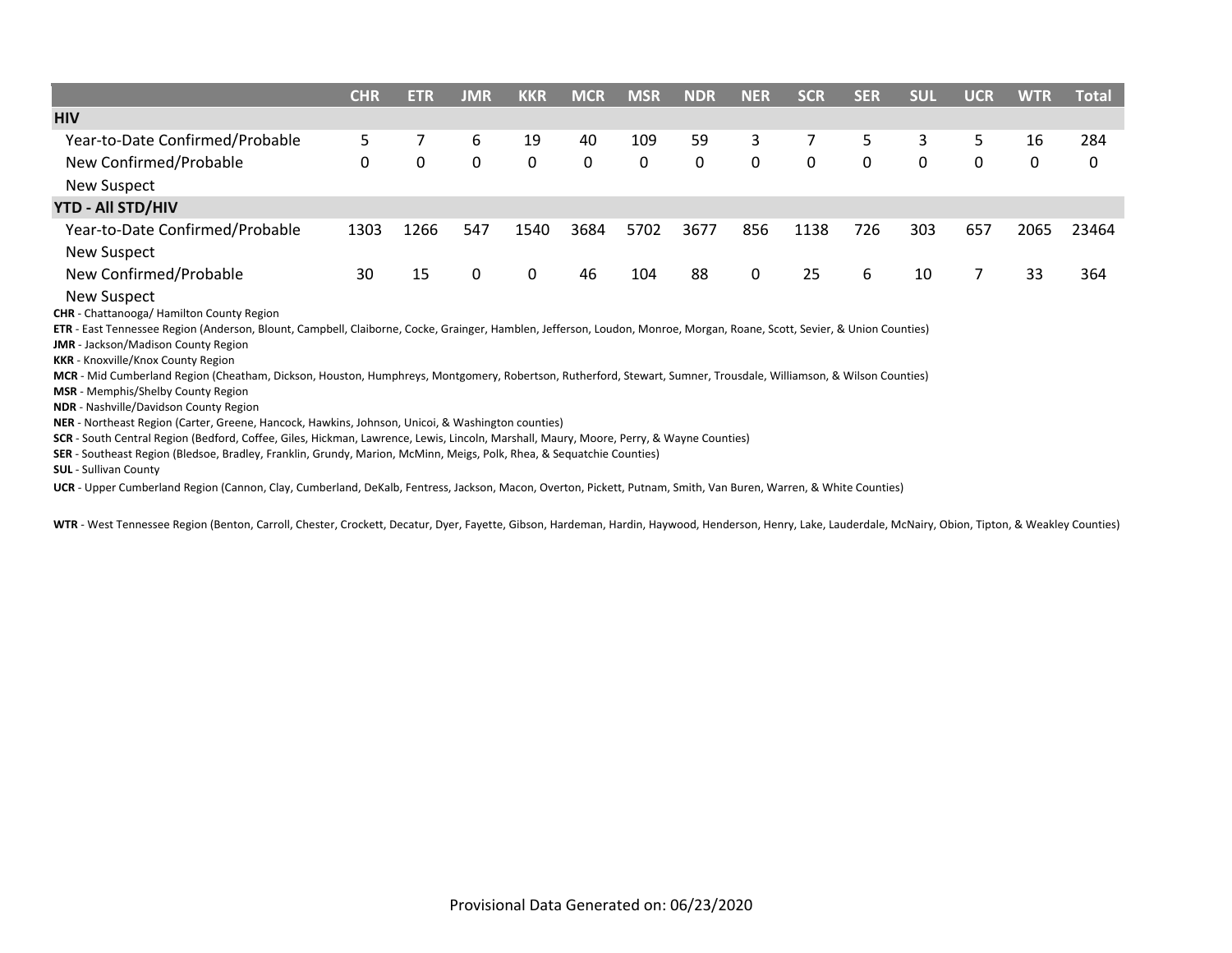| | CHR | ETR | JMR | KKR | MCR | MSR | NDR | NER | SCR | SER | SUL | UCR | WTR | Total |
|---|---|---|---|---|---|---|---|---|---|---|---|---|---|---|
| **HIV** | | | | | | | | | | | | | | |
| Year-to-Date Confirmed/Probable | 5 | 7 | 6 | 19 | 40 | 109 | 59 | 3 | 7 | 5 | 3 | 5 | 16 | 284 |
| New Confirmed/Probable | 0 | 0 | 0 | 0 | 0 | 0 | 0 | 0 | 0 | 0 | 0 | 0 | 0 | 0 |
| New Suspect | | | | | | | | | | | | | | |
| **YTD - All STD/HIV** | | | | | | | | | | | | | | |
| Year-to-Date Confirmed/Probable | 1303 | 1266 | 547 | 1540 | 3684 | 5702 | 3677 | 856 | 1138 | 726 | 303 | 657 | 2065 | 23464 |
| New Suspect | | | | | | | | | | | | | | |
| New Confirmed/Probable | 30 | 15 | 0 | 0 | 46 | 104 | 88 | 0 | 25 | 6 | 10 | 7 | 33 | 364 |
| New Suspect | | | | | | | | | | | | | | |

**CHR** - Chattanooga/ Hamilton County Region

**ETR** - East Tennessee Region (Anderson, Blount, Campbell, Claiborne, Cocke, Grainger, Hamblen, Jefferson, Loudon, Monroe, Morgan, Roane, Scott, Sevier, & Union Counties)

**JMR** - Jackson/Madison County Region

**KKR** - Knoxville/Knox County Region

**MCR** - Mid Cumberland Region (Cheatham, Dickson, Houston, Humphreys, Montgomery, Robertson, Rutherford, Stewart, Sumner, Trousdale, Williamson, & Wilson Counties)

**MSR** - Memphis/Shelby County Region

**NDR** - Nashville/Davidson County Region

**NER** - Northeast Region (Carter, Greene, Hancock, Hawkins, Johnson, Unicoi, & Washington counties)

**SCR** - South Central Region (Bedford, Coffee, Giles, Hickman, Lawrence, Lewis, Lincoln, Marshall, Maury, Moore, Perry, & Wayne Counties)

**SER** - Southeast Region (Bledsoe, Bradley, Franklin, Grundy, Marion, McMinn, Meigs, Polk, Rhea, & Sequatchie Counties)

**SUL** - Sullivan County

**UCR** - Upper Cumberland Region (Cannon, Clay, Cumberland, DeKalb, Fentress, Jackson, Macon, Overton, Pickett, Putnam, Smith, Van Buren, Warren, & White Counties)

**WTR** - West Tennessee Region (Benton, Carroll, Chester, Crockett, Decatur, Dyer, Fayette, Gibson, Hardeman, Hardin, Haywood, Henderson, Henry, Lake, Lauderdale, McNairy, Obion, Tipton, & Weakley Counties)

Provisional Data Generated on: 06/23/2020